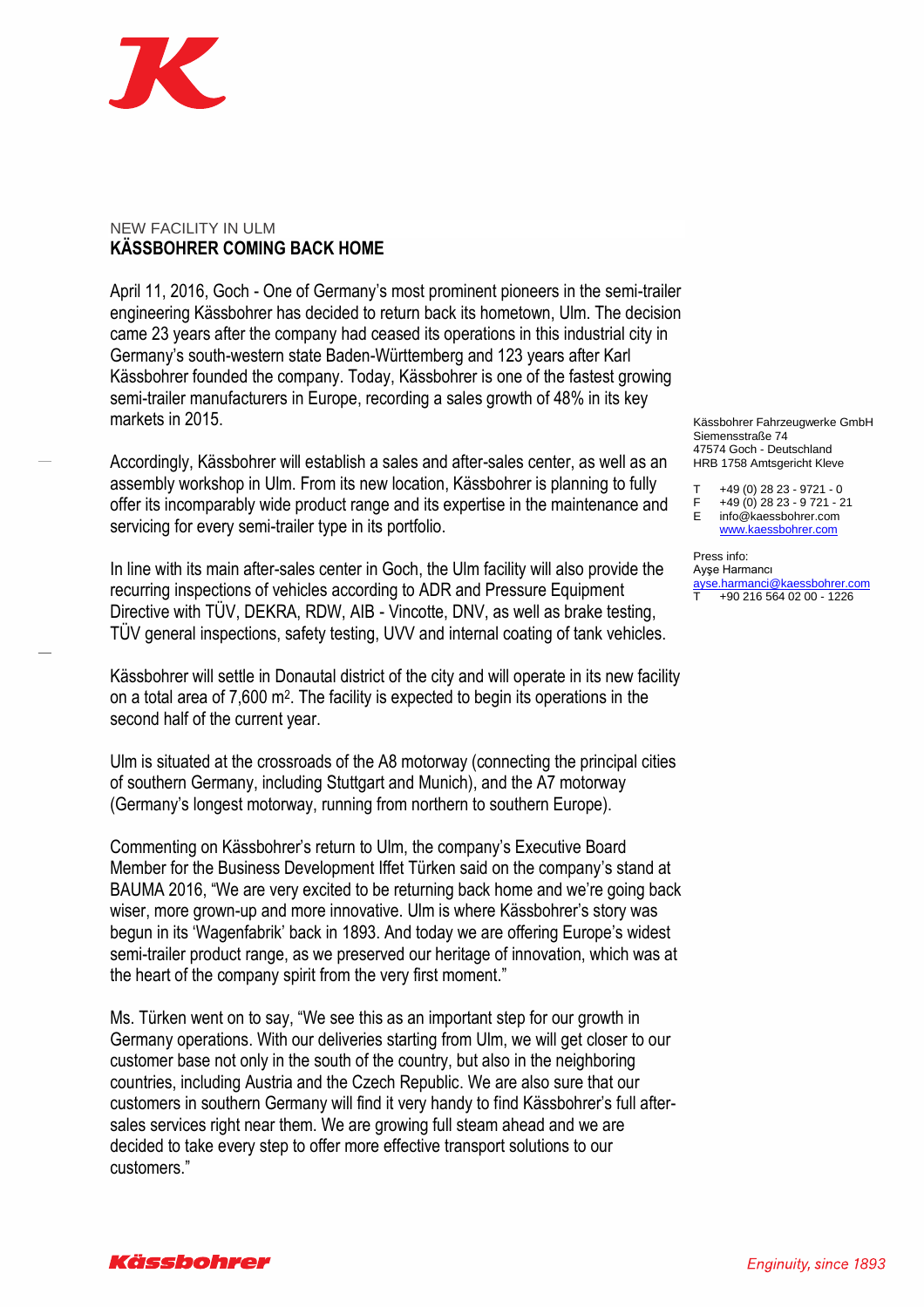NEW FACILITY IN ULM

## KÄSSBOHRER COMING BACK HOME

April 11, 2016, Goch - One of Germany's most prominent pioneers in the semi-trailer engineering Kässbohrer has decided to return back its hometown, Ulm. The decision came 23 years after the company had ceased its operations in this industrial city in Germany's south-western state Baden-Württemberg and 123 years after Karl Kässbohrer founded the company. Today, Kässbohrer is one of the fastest growing semi-trailer manufacturers in Europe, recording a sales growth of 48% in its key markets in 2015.

Accordingly, Kässbohrer will establish a sales and after-sales center, as well as an assembly workshop in Ulm. From its new location, Kässbohrer is planning to fully offer its incomparably wide product range and its expertise in the maintenance and servicing for every semi-trailer type in its portfolio.

In line with its main after-sales center in Goch, the Ulm facility will also provide the recurring inspections of vehicles according to ADR and Pressure Equipment Directive with TÜV, DEKRA, RDW, AIB - Vincotte, DNV, as well as brake testing, TÜV general inspections, safety testing, UVV and internal coating of tank vehicles.

Kässbohrer will settle in Donautal district of the city and will operate in its new facility on a total area of 7,600 m². The facility is expected to begin its operations in the second half of the current year.

Ulm is situated at the crossroads of the A8 motorway (connecting the principal cities of southern Germany, including Stuttgart and Munich), and the A7 motorway (Germany's longest motorway, running from northern to southern Europe).

Commenting on Kässbohrer's return to Ulm, the company's Executive Board Member for the Business Development Iffet Türken said on the company's stand at BAUMA 2016, "We are very excited to be returning back home and we're going back wiser, more grown-up and more innovative. Ulm is where Kässbohrer's story was begun in its 'Wagenfabrik' back in 1893. And today we are offering Europe's widest semi-trailer product range, as we preserved our heritage of innovation, which was at the heart of the company spirit from the very first moment."

Ms. Türken went on to say, "We see this as an important step for our growth in Germany operations. With our deliveries starting from Ulm, we will get closer to our customer base not only in the south of the country, but also in the neighboring countries, including Austria and the Czech Republic. We are also sure that our customers in southern Germany will find it very handy to find Kässbohrer's full after-sales services right near them. We are growing full steam ahead and we are decided to take every step to offer more effective transport solutions to our customers."

Kässbohrer Fahrzeugwerke GmbH
Siemensstraße 74
47574 Goch - Deutschland
HRB 1758 Amtsgericht Kleve

T +49 (0) 28 23 - 9721 - 0
F +49 (0) 28 23 - 9 721 - 21
E info@kaessbohrer.com
www.kaessbohrer.com

Press info:
Ayşe Harmancı
ayse.harmanci@kaessbohrer.com
T +90 216 564 02 00 - 1226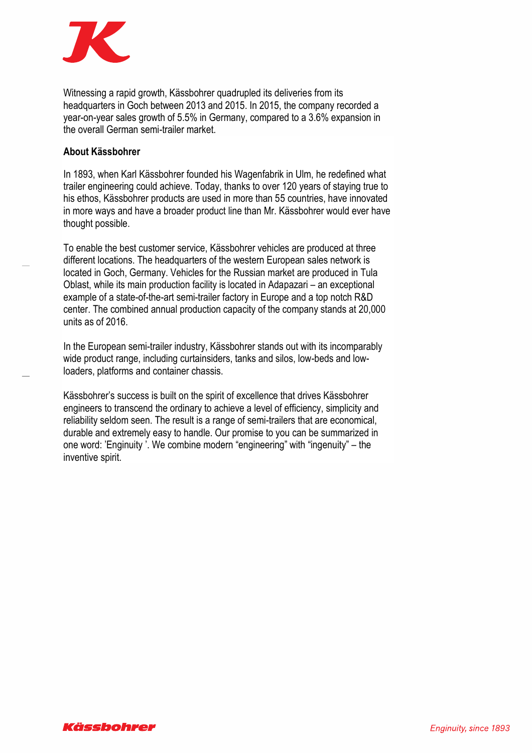Witnessing a rapid growth, Kässbohrer quadrupled its deliveries from its headquarters in Goch between 2013 and 2015. In 2015, the company recorded a year-on-year sales growth of 5.5% in Germany, compared to a 3.6% expansion in the overall German semi-trailer market.

**About Kässbohrer**

In 1893, when Karl Kässbohrer founded his Wagenfabrik in Ulm, he redefined what trailer engineering could achieve. Today, thanks to over 120 years of staying true to his ethos, Kässbohrer products are used in more than 55 countries, have innovated in more ways and have a broader product line than Mr. Kässbohrer would ever have thought possible.

To enable the best customer service, Kässbohrer vehicles are produced at three different locations. The headquarters of the western European sales network is located in Goch, Germany. Vehicles for the Russian market are produced in Tula Oblast, while its main production facility is located in Adapazari – an exceptional example of a state-of-the-art semi-trailer factory in Europe and a top notch R&D center. The combined annual production capacity of the company stands at 20,000 units as of 2016.

In the European semi-trailer industry, Kässbohrer stands out with its incomparably wide product range, including curtainsiders, tanks and silos, low-beds and low-loaders, platforms and container chassis.

Kässbohrer's success is built on the spirit of excellence that drives Kässbohrer engineers to transcend the ordinary to achieve a level of efficiency, simplicity and reliability seldom seen. The result is a range of semi-trailers that are economical, durable and extremely easy to handle. Our promise to you can be summarized in one word: 'Enginuity '. We combine modern "engineering" with "ingenuity" – the inventive spirit.